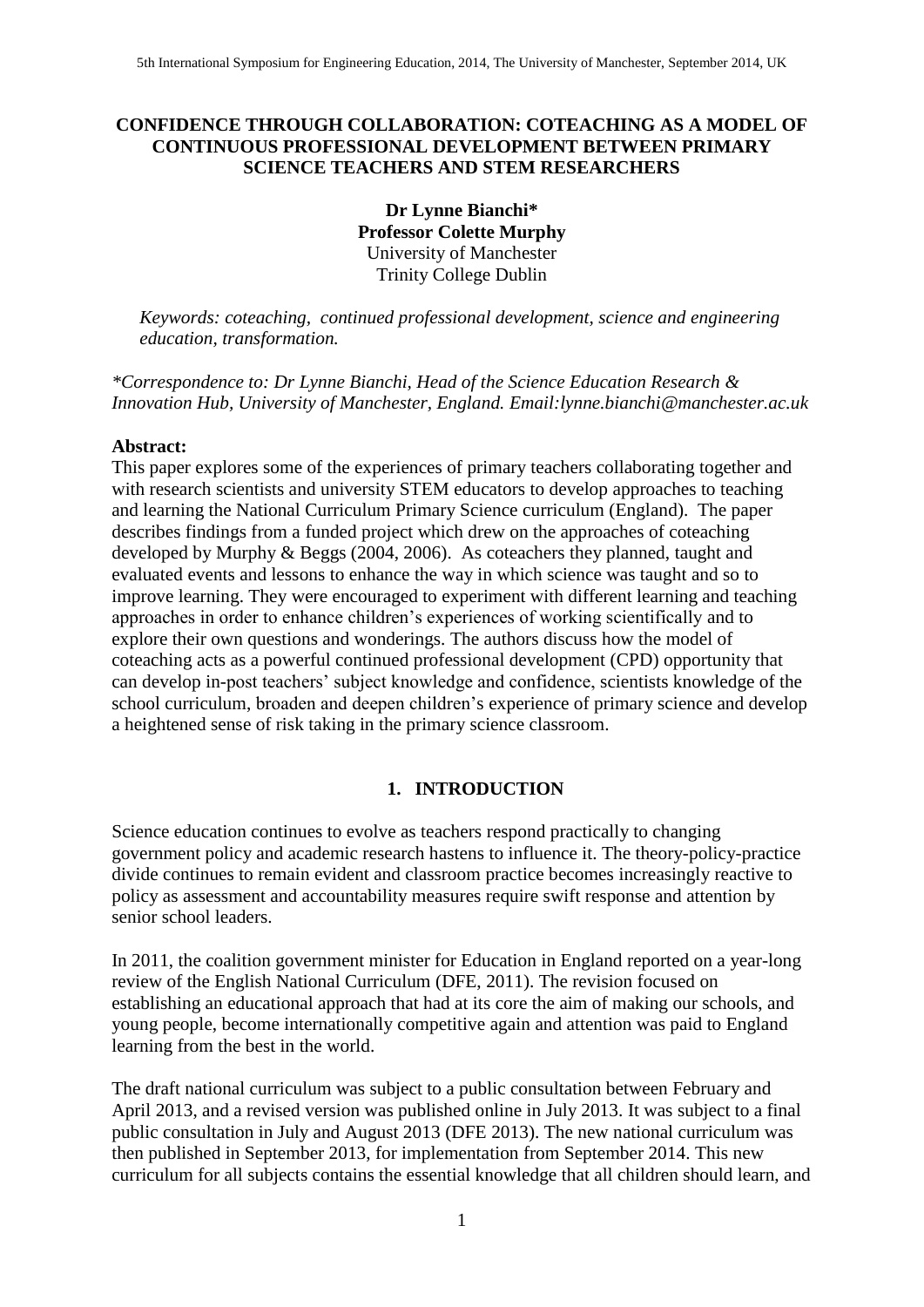# CONFIDENCE THROUGH COLLABORATION: COTEACHING AS A MODEL OF CONTINUOUS PROFESSIONAL DEVELOPMENT BETWEEN PRIMARY SCIENCE TEACHERS AND STEM RESEARCHERS

**Dr Lynne Bianchi***
**Professor Colette Murphy**
University of Manchester
Trinity College Dublin

*Keywords: coteaching, continued professional development, science and engineering education, transformation.*

*\*Correspondence to: Dr Lynne Bianchi, Head of the Science Education Research & Innovation Hub, University of Manchester, England. Email:lynne.bianchi@manchester.ac.uk*

**Abstract:**
This paper explores some of the experiences of primary teachers collaborating together and with research scientists and university STEM educators to develop approaches to teaching and learning the National Curriculum Primary Science curriculum (England). The paper describes findings from a funded project which drew on the approaches of coteaching developed by Murphy & Beggs (2004, 2006). As coteachers they planned, taught and evaluated events and lessons to enhance the way in which science was taught and so to improve learning. They were encouraged to experiment with different learning and teaching approaches in order to enhance children's experiences of working scientifically and to explore their own questions and wonderings. The authors discuss how the model of coteaching acts as a powerful continued professional development (CPD) opportunity that can develop in-post teachers' subject knowledge and confidence, scientists knowledge of the school curriculum, broaden and deepen children's experience of primary science and develop a heightened sense of risk taking in the primary science classroom.

## 1. INTRODUCTION

Science education continues to evolve as teachers respond practically to changing government policy and academic research hastens to influence it. The theory-policy-practice divide continues to remain evident and classroom practice becomes increasingly reactive to policy as assessment and accountability measures require swift response and attention by senior school leaders.

In 2011, the coalition government minister for Education in England reported on a year-long review of the English National Curriculum (DFE, 2011). The revision focused on establishing an educational approach that had at its core the aim of making our schools, and young people, become internationally competitive again and attention was paid to England learning from the best in the world.

The draft national curriculum was subject to a public consultation between February and April 2013, and a revised version was published online in July 2013. It was subject to a final public consultation in July and August 2013 (DFE 2013). The new national curriculum was then published in September 2013, for implementation from September 2014. This new curriculum for all subjects contains the essential knowledge that all children should learn, and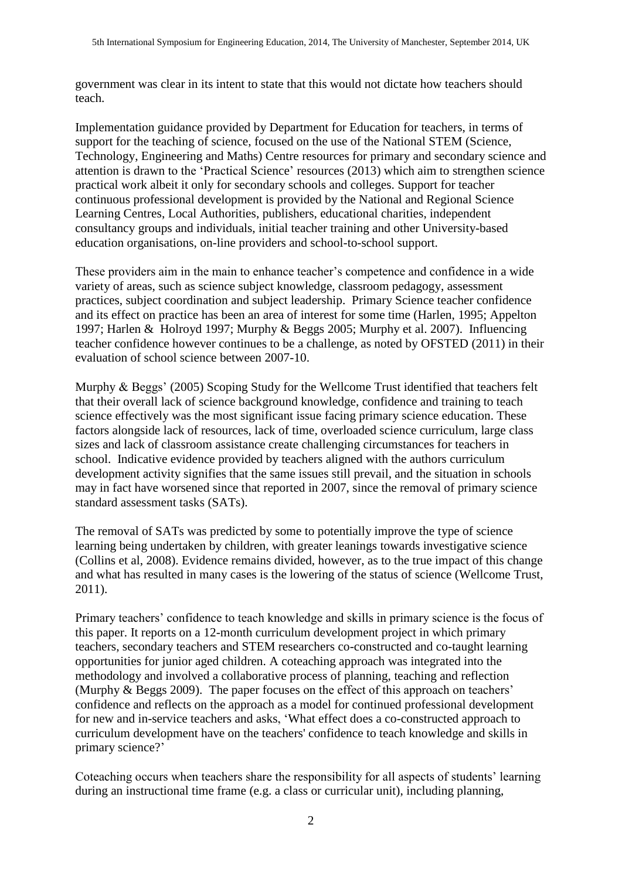government was clear in its intent to state that this would not dictate how teachers should teach.

Implementation guidance provided by Department for Education for teachers, in terms of support for the teaching of science, focused on the use of the National STEM (Science, Technology, Engineering and Maths) Centre resources for primary and secondary science and attention is drawn to the 'Practical Science' resources (2013) which aim to strengthen science practical work albeit it only for secondary schools and colleges. Support for teacher continuous professional development is provided by the National and Regional Science Learning Centres, Local Authorities, publishers, educational charities, independent consultancy groups and individuals, initial teacher training and other University-based education organisations, on-line providers and school-to-school support.

These providers aim in the main to enhance teacher's competence and confidence in a wide variety of areas, such as science subject knowledge, classroom pedagogy, assessment practices, subject coordination and subject leadership. Primary Science teacher confidence and its effect on practice has been an area of interest for some time (Harlen, 1995; Appelton 1997; Harlen & Holroyd 1997; Murphy & Beggs 2005; Murphy et al. 2007). Influencing teacher confidence however continues to be a challenge, as noted by OFSTED (2011) in their evaluation of school science between 2007-10.

Murphy & Beggs' (2005) Scoping Study for the Wellcome Trust identified that teachers felt that their overall lack of science background knowledge, confidence and training to teach science effectively was the most significant issue facing primary science education. These factors alongside lack of resources, lack of time, overloaded science curriculum, large class sizes and lack of classroom assistance create challenging circumstances for teachers in school. Indicative evidence provided by teachers aligned with the authors curriculum development activity signifies that the same issues still prevail, and the situation in schools may in fact have worsened since that reported in 2007, since the removal of primary science standard assessment tasks (SATs).

The removal of SATs was predicted by some to potentially improve the type of science learning being undertaken by children, with greater leanings towards investigative science (Collins et al, 2008). Evidence remains divided, however, as to the true impact of this change and what has resulted in many cases is the lowering of the status of science (Wellcome Trust, 2011).

Primary teachers' confidence to teach knowledge and skills in primary science is the focus of this paper. It reports on a 12-month curriculum development project in which primary teachers, secondary teachers and STEM researchers co-constructed and co-taught learning opportunities for junior aged children. A coteaching approach was integrated into the methodology and involved a collaborative process of planning, teaching and reflection (Murphy & Beggs 2009). The paper focuses on the effect of this approach on teachers' confidence and reflects on the approach as a model for continued professional development for new and in-service teachers and asks, 'What effect does a co-constructed approach to curriculum development have on the teachers' confidence to teach knowledge and skills in primary science?'

Coteaching occurs when teachers share the responsibility for all aspects of students' learning during an instructional time frame (e.g. a class or curricular unit), including planning,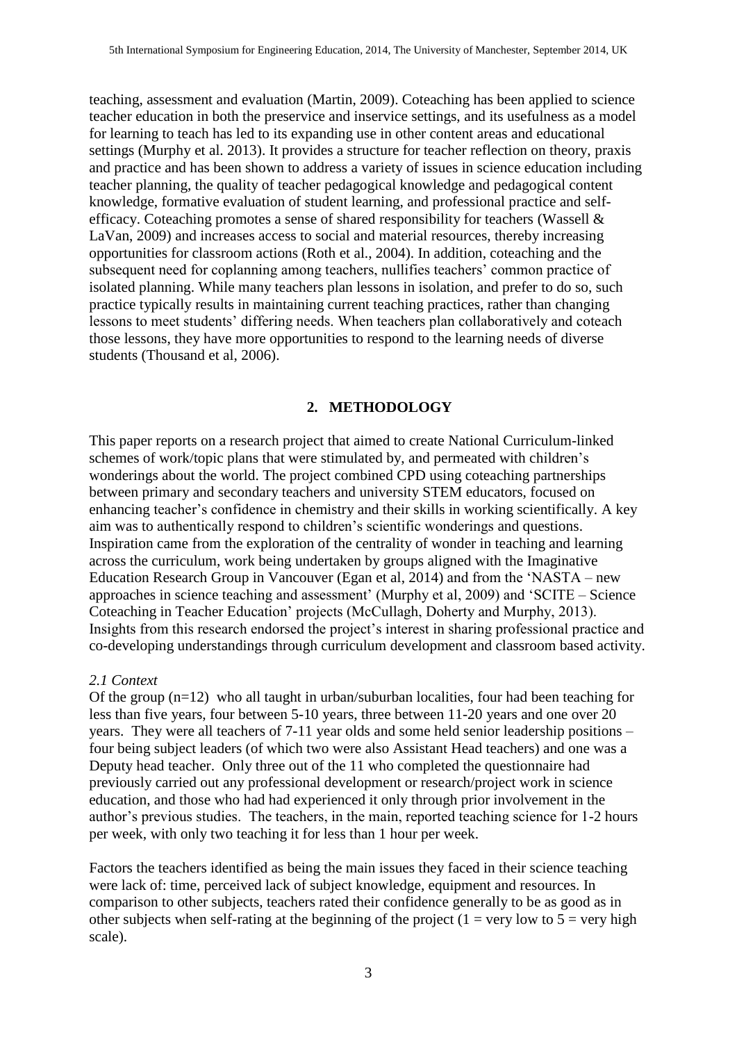teaching, assessment and evaluation (Martin, 2009). Coteaching has been applied to science teacher education in both the preservice and inservice settings, and its usefulness as a model for learning to teach has led to its expanding use in other content areas and educational settings (Murphy et al. 2013). It provides a structure for teacher reflection on theory, praxis and practice and has been shown to address a variety of issues in science education including teacher planning, the quality of teacher pedagogical knowledge and pedagogical content knowledge, formative evaluation of student learning, and professional practice and self-efficacy. Coteaching promotes a sense of shared responsibility for teachers (Wassell & LaVan, 2009) and increases access to social and material resources, thereby increasing opportunities for classroom actions (Roth et al., 2004). In addition, coteaching and the subsequent need for coplanning among teachers, nullifies teachers' common practice of isolated planning. While many teachers plan lessons in isolation, and prefer to do so, such practice typically results in maintaining current teaching practices, rather than changing lessons to meet students' differing needs. When teachers plan collaboratively and coteach those lessons, they have more opportunities to respond to the learning needs of diverse students (Thousand et al, 2006).

## 2. METHODOLOGY

This paper reports on a research project that aimed to create National Curriculum-linked schemes of work/topic plans that were stimulated by, and permeated with children's wonderings about the world. The project combined CPD using coteaching partnerships between primary and secondary teachers and university STEM educators, focused on enhancing teacher's confidence in chemistry and their skills in working scientifically. A key aim was to authentically respond to children's scientific wonderings and questions. Inspiration came from the exploration of the centrality of wonder in teaching and learning across the curriculum, work being undertaken by groups aligned with the Imaginative Education Research Group in Vancouver (Egan et al, 2014) and from the 'NASTA – new approaches in science teaching and assessment' (Murphy et al, 2009) and 'SCITE – Science Coteaching in Teacher Education' projects (McCullagh, Doherty and Murphy, 2013). Insights from this research endorsed the project's interest in sharing professional practice and co-developing understandings through curriculum development and classroom based activity.

### *2.1 Context*

Of the group (n=12) who all taught in urban/suburban localities, four had been teaching for less than five years, four between 5-10 years, three between 11-20 years and one over 20 years. They were all teachers of 7-11 year olds and some held senior leadership positions – four being subject leaders (of which two were also Assistant Head teachers) and one was a Deputy head teacher. Only three out of the 11 who completed the questionnaire had previously carried out any professional development or research/project work in science education, and those who had had experienced it only through prior involvement in the author's previous studies. The teachers, in the main, reported teaching science for 1-2 hours per week, with only two teaching it for less than 1 hour per week.

Factors the teachers identified as being the main issues they faced in their science teaching were lack of: time, perceived lack of subject knowledge, equipment and resources. In comparison to other subjects, teachers rated their confidence generally to be as good as in other subjects when self-rating at the beginning of the project (1 = very low to 5 = very high scale).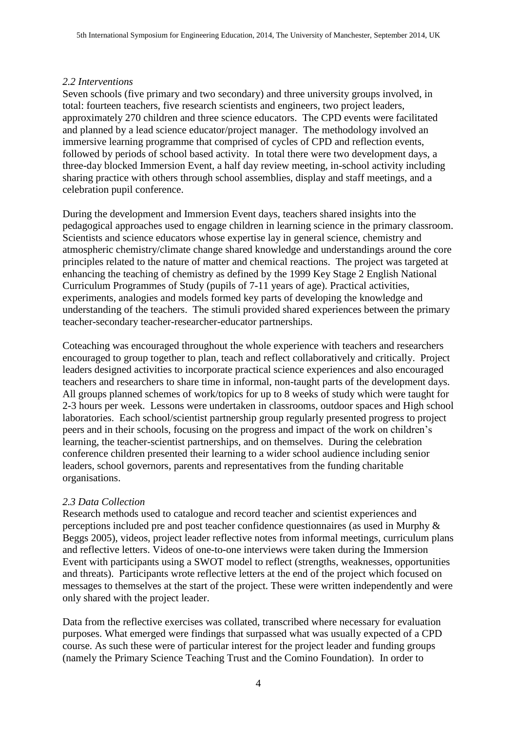### *2.2 Interventions*

Seven schools (five primary and two secondary) and three university groups involved, in total: fourteen teachers, five research scientists and engineers, two project leaders, approximately 270 children and three science educators. The CPD events were facilitated and planned by a lead science educator/project manager. The methodology involved an immersive learning programme that comprised of cycles of CPD and reflection events, followed by periods of school based activity. In total there were two development days, a three-day blocked Immersion Event, a half day review meeting, in-school activity including sharing practice with others through school assemblies, display and staff meetings, and a celebration pupil conference.

During the development and Immersion Event days, teachers shared insights into the pedagogical approaches used to engage children in learning science in the primary classroom. Scientists and science educators whose expertise lay in general science, chemistry and atmospheric chemistry/climate change shared knowledge and understandings around the core principles related to the nature of matter and chemical reactions. The project was targeted at enhancing the teaching of chemistry as defined by the 1999 Key Stage 2 English National Curriculum Programmes of Study (pupils of 7-11 years of age). Practical activities, experiments, analogies and models formed key parts of developing the knowledge and understanding of the teachers. The stimuli provided shared experiences between the primary teacher-secondary teacher-researcher-educator partnerships.

Coteaching was encouraged throughout the whole experience with teachers and researchers encouraged to group together to plan, teach and reflect collaboratively and critically. Project leaders designed activities to incorporate practical science experiences and also encouraged teachers and researchers to share time in informal, non-taught parts of the development days. All groups planned schemes of work/topics for up to 8 weeks of study which were taught for 2-3 hours per week. Lessons were undertaken in classrooms, outdoor spaces and High school laboratories. Each school/scientist partnership group regularly presented progress to project peers and in their schools, focusing on the progress and impact of the work on children's learning, the teacher-scientist partnerships, and on themselves. During the celebration conference children presented their learning to a wider school audience including senior leaders, school governors, parents and representatives from the funding charitable organisations.

### *2.3 Data Collection*

Research methods used to catalogue and record teacher and scientist experiences and perceptions included pre and post teacher confidence questionnaires (as used in Murphy & Beggs 2005), videos, project leader reflective notes from informal meetings, curriculum plans and reflective letters. Videos of one-to-one interviews were taken during the Immersion Event with participants using a SWOT model to reflect (strengths, weaknesses, opportunities and threats). Participants wrote reflective letters at the end of the project which focused on messages to themselves at the start of the project. These were written independently and were only shared with the project leader.

Data from the reflective exercises was collated, transcribed where necessary for evaluation purposes. What emerged were findings that surpassed what was usually expected of a CPD course. As such these were of particular interest for the project leader and funding groups (namely the Primary Science Teaching Trust and the Comino Foundation). In order to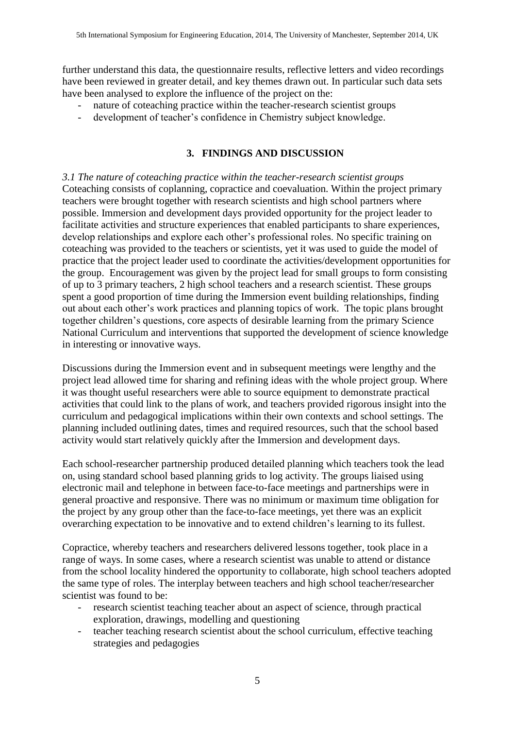further understand this data, the questionnaire results, reflective letters and video recordings have been reviewed in greater detail, and key themes drawn out. In particular such data sets have been analysed to explore the influence of the project on the:

- nature of coteaching practice within the teacher-research scientist groups
- development of teacher's confidence in Chemistry subject knowledge.

## 3. FINDINGS AND DISCUSSION

### *3.1 The nature of coteaching practice within the teacher-research scientist groups*

Coteaching consists of coplanning, copractice and coevaluation. Within the project primary teachers were brought together with research scientists and high school partners where possible. Immersion and development days provided opportunity for the project leader to facilitate activities and structure experiences that enabled participants to share experiences, develop relationships and explore each other's professional roles. No specific training on coteaching was provided to the teachers or scientists, yet it was used to guide the model of practice that the project leader used to coordinate the activities/development opportunities for the group. Encouragement was given by the project lead for small groups to form consisting of up to 3 primary teachers, 2 high school teachers and a research scientist. These groups spent a good proportion of time during the Immersion event building relationships, finding out about each other's work practices and planning topics of work. The topic plans brought together children's questions, core aspects of desirable learning from the primary Science National Curriculum and interventions that supported the development of science knowledge in interesting or innovative ways.

Discussions during the Immersion event and in subsequent meetings were lengthy and the project lead allowed time for sharing and refining ideas with the whole project group. Where it was thought useful researchers were able to source equipment to demonstrate practical activities that could link to the plans of work, and teachers provided rigorous insight into the curriculum and pedagogical implications within their own contexts and school settings. The planning included outlining dates, times and required resources, such that the school based activity would start relatively quickly after the Immersion and development days.

Each school-researcher partnership produced detailed planning which teachers took the lead on, using standard school based planning grids to log activity. The groups liaised using electronic mail and telephone in between face-to-face meetings and partnerships were in general proactive and responsive. There was no minimum or maximum time obligation for the project by any group other than the face-to-face meetings, yet there was an explicit overarching expectation to be innovative and to extend children's learning to its fullest.

Copractice, whereby teachers and researchers delivered lessons together, took place in a range of ways. In some cases, where a research scientist was unable to attend or distance from the school locality hindered the opportunity to collaborate, high school teachers adopted the same type of roles. The interplay between teachers and high school teacher/researcher scientist was found to be:

- research scientist teaching teacher about an aspect of science, through practical exploration, drawings, modelling and questioning
- teacher teaching research scientist about the school curriculum, effective teaching strategies and pedagogies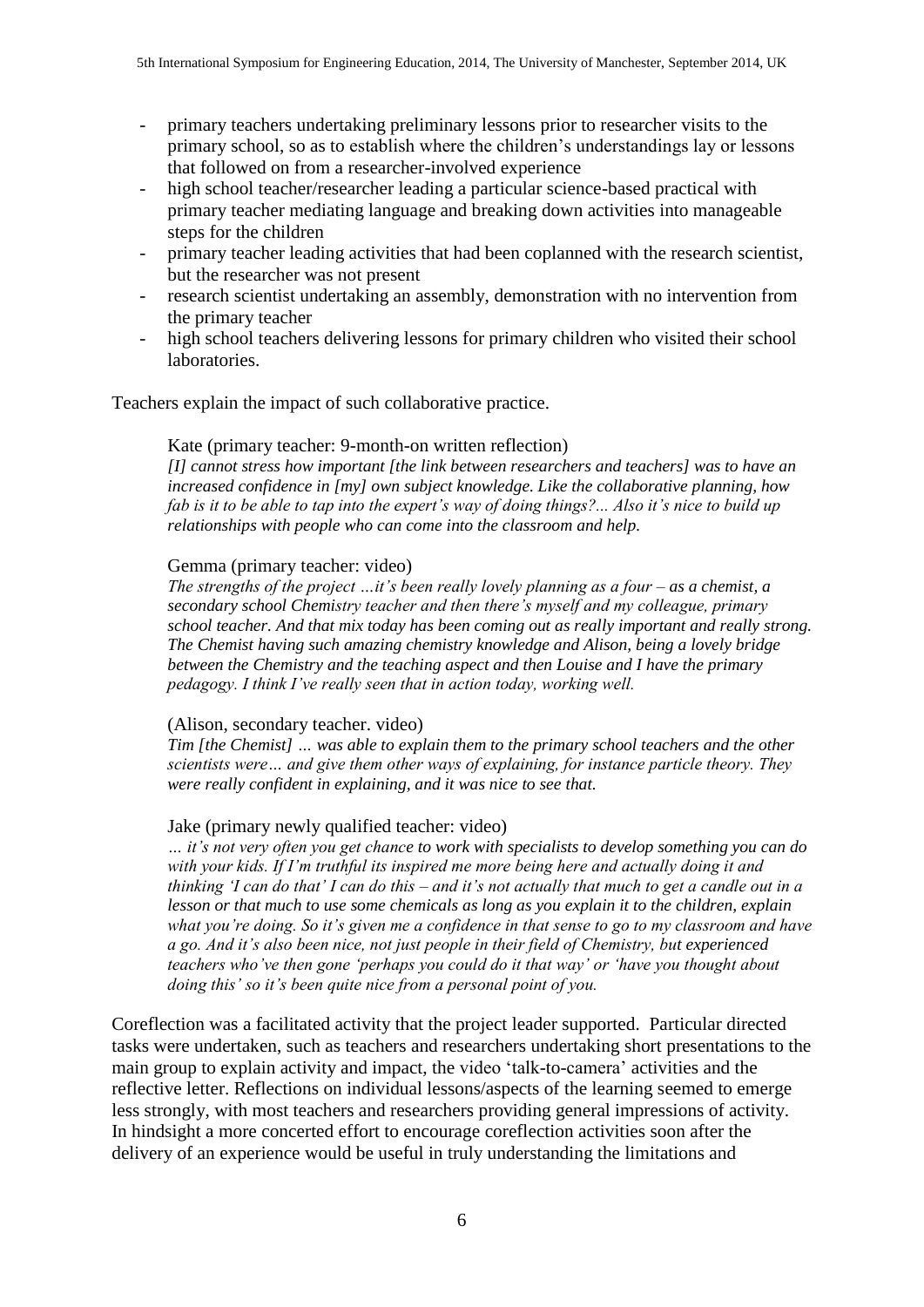- primary teachers undertaking preliminary lessons prior to researcher visits to the primary school, so as to establish where the children's understandings lay or lessons that followed on from a researcher-involved experience
- high school teacher/researcher leading a particular science-based practical with primary teacher mediating language and breaking down activities into manageable steps for the children
- primary teacher leading activities that had been coplanned with the research scientist, but the researcher was not present
- research scientist undertaking an assembly, demonstration with no intervention from the primary teacher
- high school teachers delivering lessons for primary children who visited their school laboratories.

Teachers explain the impact of such collaborative practice.

> Kate (primary teacher: 9-month-on written reflection)
> *[I] cannot stress how important [the link between researchers and teachers] was to have an increased confidence in [my] own subject knowledge. Like the collaborative planning, how fab is it to be able to tap into the expert's way of doing things?... Also it's nice to build up relationships with people who can come into the classroom and help.*
>
> Gemma (primary teacher: video)
> *The strengths of the project …it's been really lovely planning as a four – as a chemist, a secondary school Chemistry teacher and then there's myself and my colleague, primary school teacher. And that mix today has been coming out as really important and really strong. The Chemist having such amazing chemistry knowledge and Alison, being a lovely bridge between the Chemistry and the teaching aspect and then Louise and I have the primary pedagogy. I think I've really seen that in action today, working well.*
>
> (Alison, secondary teacher. video)
> *Tim [the Chemist] … was able to explain them to the primary school teachers and the other scientists were… and give them other ways of explaining, for instance particle theory. They were really confident in explaining, and it was nice to see that.*
>
> Jake (primary newly qualified teacher: video)
> *… it's not very often you get chance to work with specialists to develop something you can do with your kids. If I'm truthful its inspired me more being here and actually doing it and thinking 'I can do that' I can do this – and it's not actually that much to get a candle out in a lesson or that much to use some chemicals as long as you explain it to the children, explain what you're doing. So it's given me a confidence in that sense to go to my classroom and have a go. And it's also been nice, not just people in their field of Chemistry, but experienced teachers who've then gone 'perhaps you could do it that way' or 'have you thought about doing this' so it's been quite nice from a personal point of you.*

Coreflection was a facilitated activity that the project leader supported. Particular directed tasks were undertaken, such as teachers and researchers undertaking short presentations to the main group to explain activity and impact, the video 'talk-to-camera' activities and the reflective letter. Reflections on individual lessons/aspects of the learning seemed to emerge less strongly, with most teachers and researchers providing general impressions of activity. In hindsight a more concerted effort to encourage coreflection activities soon after the delivery of an experience would be useful in truly understanding the limitations and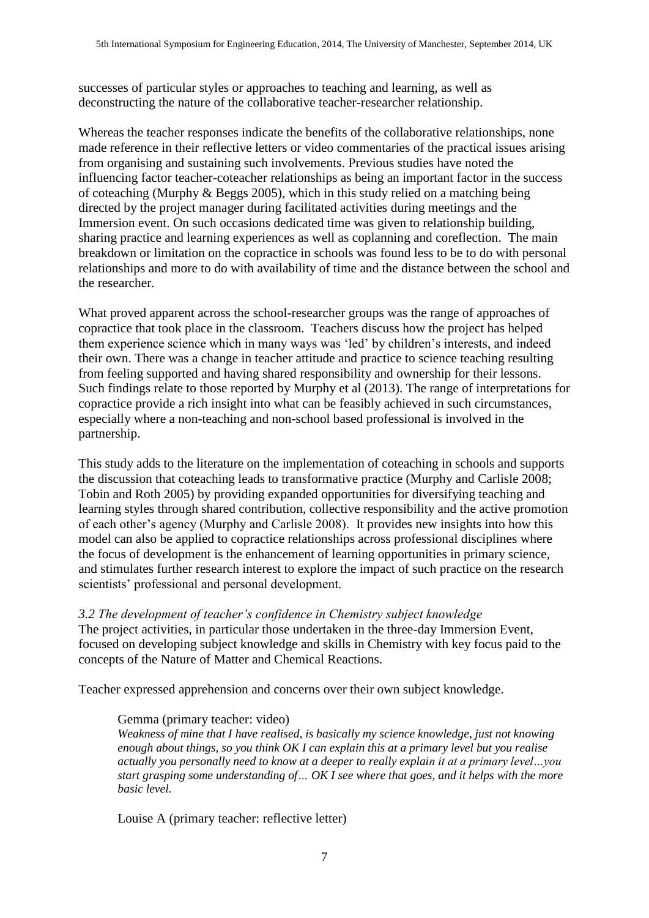successes of particular styles or approaches to teaching and learning, as well as deconstructing the nature of the collaborative teacher-researcher relationship.

Whereas the teacher responses indicate the benefits of the collaborative relationships, none made reference in their reflective letters or video commentaries of the practical issues arising from organising and sustaining such involvements. Previous studies have noted the influencing factor teacher-coteacher relationships as being an important factor in the success of coteaching (Murphy & Beggs 2005), which in this study relied on a matching being directed by the project manager during facilitated activities during meetings and the Immersion event. On such occasions dedicated time was given to relationship building, sharing practice and learning experiences as well as coplanning and coreflection. The main breakdown or limitation on the copractice in schools was found less to be to do with personal relationships and more to do with availability of time and the distance between the school and the researcher.

What proved apparent across the school-researcher groups was the range of approaches of copractice that took place in the classroom. Teachers discuss how the project has helped them experience science which in many ways was 'led' by children's interests, and indeed their own. There was a change in teacher attitude and practice to science teaching resulting from feeling supported and having shared responsibility and ownership for their lessons. Such findings relate to those reported by Murphy et al (2013). The range of interpretations for copractice provide a rich insight into what can be feasibly achieved in such circumstances, especially where a non-teaching and non-school based professional is involved in the partnership.

This study adds to the literature on the implementation of coteaching in schools and supports the discussion that coteaching leads to transformative practice (Murphy and Carlisle 2008; Tobin and Roth 2005) by providing expanded opportunities for diversifying teaching and learning styles through shared contribution, collective responsibility and the active promotion of each other's agency (Murphy and Carlisle 2008). It provides new insights into how this model can also be applied to copractice relationships across professional disciplines where the focus of development is the enhancement of learning opportunities in primary science, and stimulates further research interest to explore the impact of such practice on the research scientists' professional and personal development.

### *3.2 The development of teacher's confidence in Chemistry subject knowledge*

The project activities, in particular those undertaken in the three-day Immersion Event, focused on developing subject knowledge and skills in Chemistry with key focus paid to the concepts of the Nature of Matter and Chemical Reactions.

Teacher expressed apprehension and concerns over their own subject knowledge.

> Gemma (primary teacher: video)
> *Weakness of mine that I have realised, is basically my science knowledge, just not knowing enough about things, so you think OK I can explain this at a primary level but you realise actually you personally need to know at a deeper to really explain it at a primary level…you start grasping some understanding of… OK I see where that goes, and it helps with the more basic level.*

> Louise A (primary teacher: reflective letter)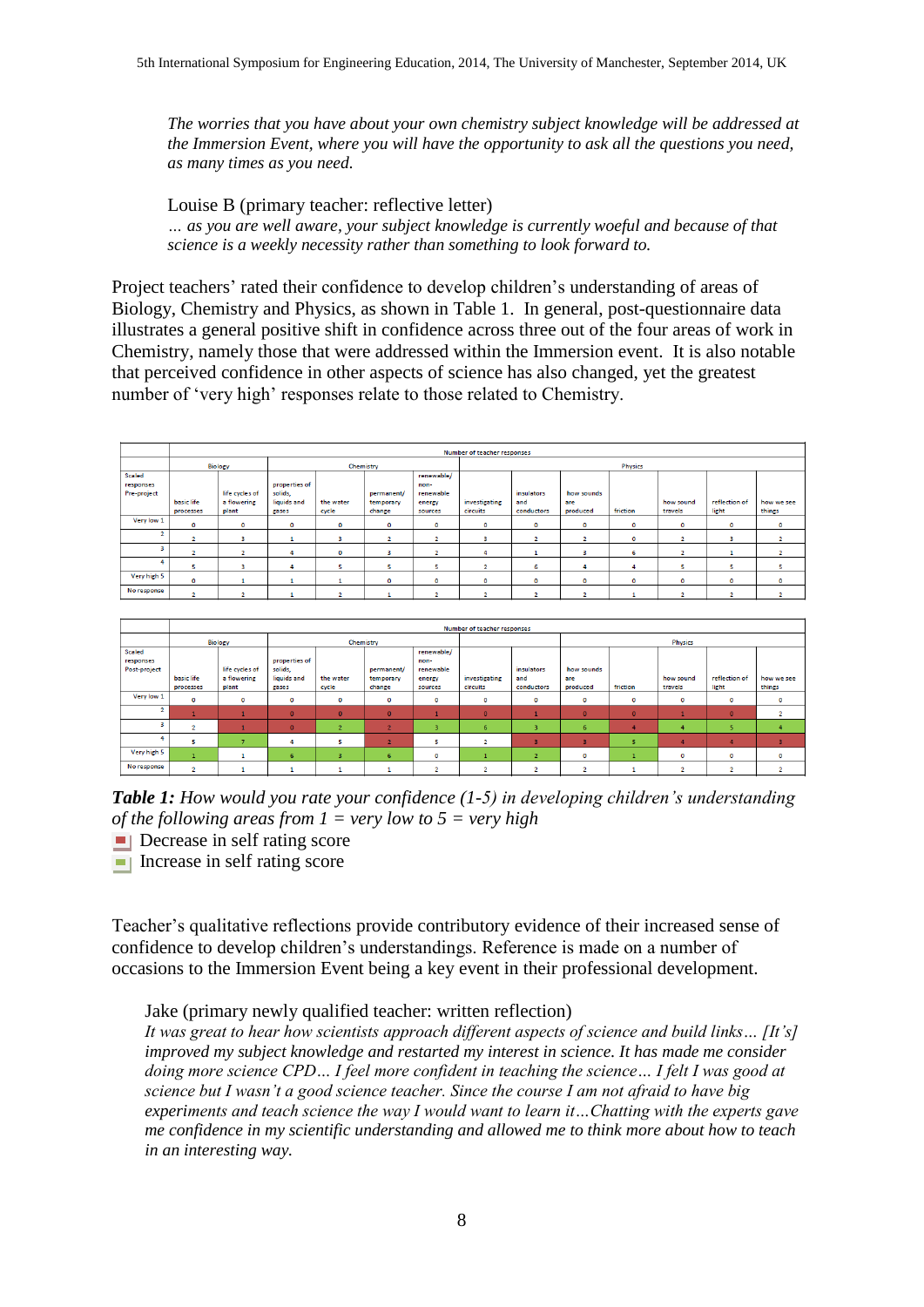*The worries that you have about your own chemistry subject knowledge will be addressed at the Immersion Event, where you will have the opportunity to ask all the questions you need, as many times as you need.*

Louise B (primary teacher: reflective letter)

*… as you are well aware, your subject knowledge is currently woeful and because of that science is a weekly necessity rather than something to look forward to.*

Project teachers' rated their confidence to develop children's understanding of areas of Biology, Chemistry and Physics, as shown in Table 1. In general, post-questionnaire data illustrates a general positive shift in confidence across three out of the four areas of work in Chemistry, namely those that were addressed within the Immersion event. It is also notable that perceived confidence in other aspects of science has also changed, yet the greatest number of 'very high' responses relate to those related to Chemistry.

| | Number of teacher responses | | | | | | | | | | | | |
|---|---|---|---|---|---|---|---|---|---|---|---|---|---|
| | Biology | | Chemistry | | | | Physics | | | | | | |
| Scaled responses Pre-project | basic life processes | life cycles of a flowering plant | properties of solids, liquids and gases | the water cycle | permanent/ temporary change | renewable/ non-renewable energy sources | investigating circuits | insulators and conductors | how sounds are produced | friction | how sound travels | reflection of light | how we see things |
| Very low 1 | 0 | 0 | 0 | 0 | 0 | 0 | 0 | 0 | 0 | 0 | 0 | 0 | 0 |
| 2 | 2 | 3 | 1 | 3 | 2 | 2 | 3 | 2 | 2 | 0 | 2 | 3 | 2 |
| 3 | 2 | 2 | 4 | 0 | 3 | 2 | 4 | 1 | 3 | 6 | 2 | 1 | 2 |
| 4 | 5 | 3 | 4 | 5 | 5 | 5 | 2 | 6 | 4 | 4 | 5 | 5 | 5 |
| Very high 5 | 0 | 1 | 1 | 1 | 0 | 0 | 0 | 0 | 0 | 0 | 0 | 0 | 0 |
| No response | 2 | 2 | 1 | 2 | 1 | 2 | 2 | 2 | 2 | 1 | 2 | 2 | 2 |

| | Number of teacher responses | | | | | | | | | | | | |
|---|---|---|---|---|---|---|---|---|---|---|---|---|---|
| | Biology | | Chemistry | | | | Physics | | | | | | |
| Scaled responses Post-project | basic life processes | life cycles of a flowering plant | properties of solids, liquids and gases | the water cycle | permanent/ temporary change | renewable/ non-renewable energy sources | investigating circuits | insulators and conductors | how sounds are produced | friction | how sound travels | reflection of light | how we see things |
| Very low 1 | 0 | 0 | 0 | 0 | 0 | 0 | 0 | 0 | 0 | 0 | 0 | 0 | 0 |
| 2 | 1 | 1 | 0 | 0 | 0 | 1 | 0 | 1 | 0 | 0 | 1 | 0 | 2 |
| 3 | 2 | 1 | 0 | 2 | 2 | 3 | 6 | 3 | 6 | 4 | 4 | 5 | 4 |
| 4 | 5 | 7 | 4 | 5 | 2 | 5 | 2 | 3 | 3 | 5 | 4 | 4 | 3 |
| Very high 5 | 1 | 1 | 6 | 3 | 6 | 0 | 1 | 2 | 0 | 1 | 0 | 0 | 0 |
| No response | 2 | 1 | 1 | 1 | 1 | 2 | 2 | 2 | 2 | 1 | 2 | 2 | 2 |

***Table 1:*** *How would you rate your confidence (1-5) in developing children's understanding of the following areas from 1 = very low to 5 = very high*

- Decrease in self rating score
- Increase in self rating score

Teacher's qualitative reflections provide contributory evidence of their increased sense of confidence to develop children's understandings. Reference is made on a number of occasions to the Immersion Event being a key event in their professional development.

Jake (primary newly qualified teacher: written reflection)

*It was great to hear how scientists approach different aspects of science and build links… [It's] improved my subject knowledge and restarted my interest in science. It has made me consider doing more science CPD… I feel more confident in teaching the science… I felt I was good at science but I wasn't a good science teacher. Since the course I am not afraid to have big experiments and teach science the way I would want to learn it…Chatting with the experts gave me confidence in my scientific understanding and allowed me to think more about how to teach in an interesting way.*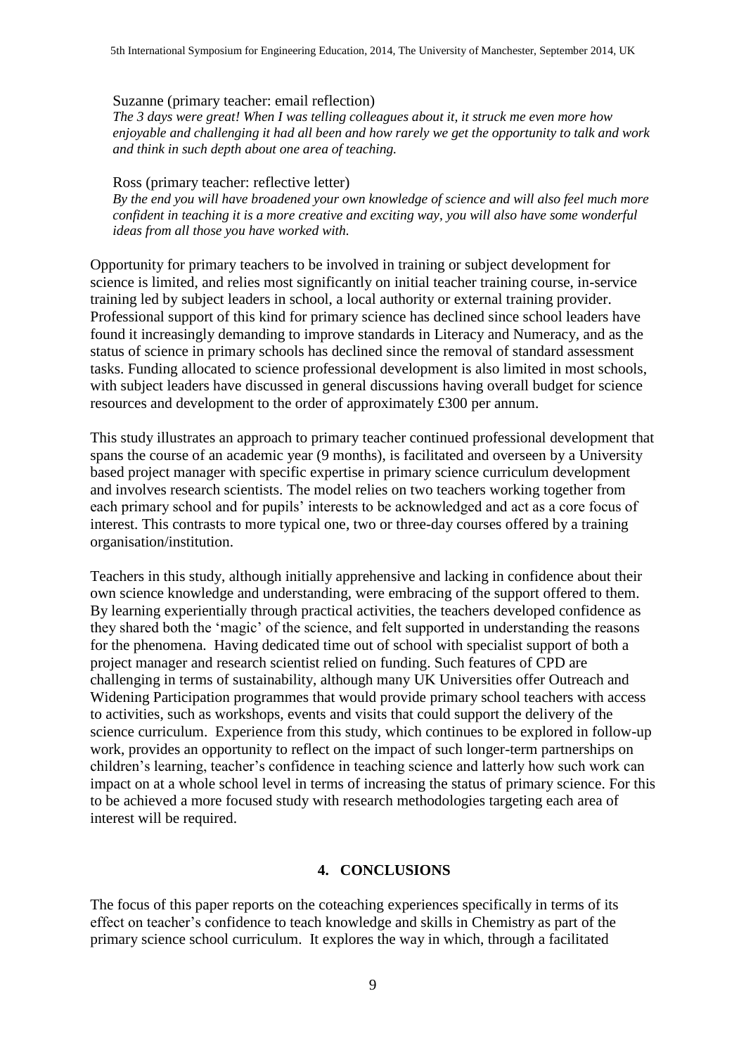Suzanne (primary teacher: email reflection)

*The 3 days were great! When I was telling colleagues about it, it struck me even more how enjoyable and challenging it had all been and how rarely we get the opportunity to talk and work and think in such depth about one area of teaching.*

Ross (primary teacher: reflective letter)

*By the end you will have broadened your own knowledge of science and will also feel much more confident in teaching it is a more creative and exciting way, you will also have some wonderful ideas from all those you have worked with.*

Opportunity for primary teachers to be involved in training or subject development for science is limited, and relies most significantly on initial teacher training course, in-service training led by subject leaders in school, a local authority or external training provider. Professional support of this kind for primary science has declined since school leaders have found it increasingly demanding to improve standards in Literacy and Numeracy, and as the status of science in primary schools has declined since the removal of standard assessment tasks. Funding allocated to science professional development is also limited in most schools, with subject leaders have discussed in general discussions having overall budget for science resources and development to the order of approximately £300 per annum.

This study illustrates an approach to primary teacher continued professional development that spans the course of an academic year (9 months), is facilitated and overseen by a University based project manager with specific expertise in primary science curriculum development and involves research scientists. The model relies on two teachers working together from each primary school and for pupils' interests to be acknowledged and act as a core focus of interest. This contrasts to more typical one, two or three-day courses offered by a training organisation/institution.

Teachers in this study, although initially apprehensive and lacking in confidence about their own science knowledge and understanding, were embracing of the support offered to them. By learning experientially through practical activities, the teachers developed confidence as they shared both the 'magic' of the science, and felt supported in understanding the reasons for the phenomena. Having dedicated time out of school with specialist support of both a project manager and research scientist relied on funding. Such features of CPD are challenging in terms of sustainability, although many UK Universities offer Outreach and Widening Participation programmes that would provide primary school teachers with access to activities, such as workshops, events and visits that could support the delivery of the science curriculum. Experience from this study, which continues to be explored in follow-up work, provides an opportunity to reflect on the impact of such longer-term partnerships on children's learning, teacher's confidence in teaching science and latterly how such work can impact on at a whole school level in terms of increasing the status of primary science. For this to be achieved a more focused study with research methodologies targeting each area of interest will be required.

## 4. CONCLUSIONS

The focus of this paper reports on the coteaching experiences specifically in terms of its effect on teacher's confidence to teach knowledge and skills in Chemistry as part of the primary science school curriculum. It explores the way in which, through a facilitated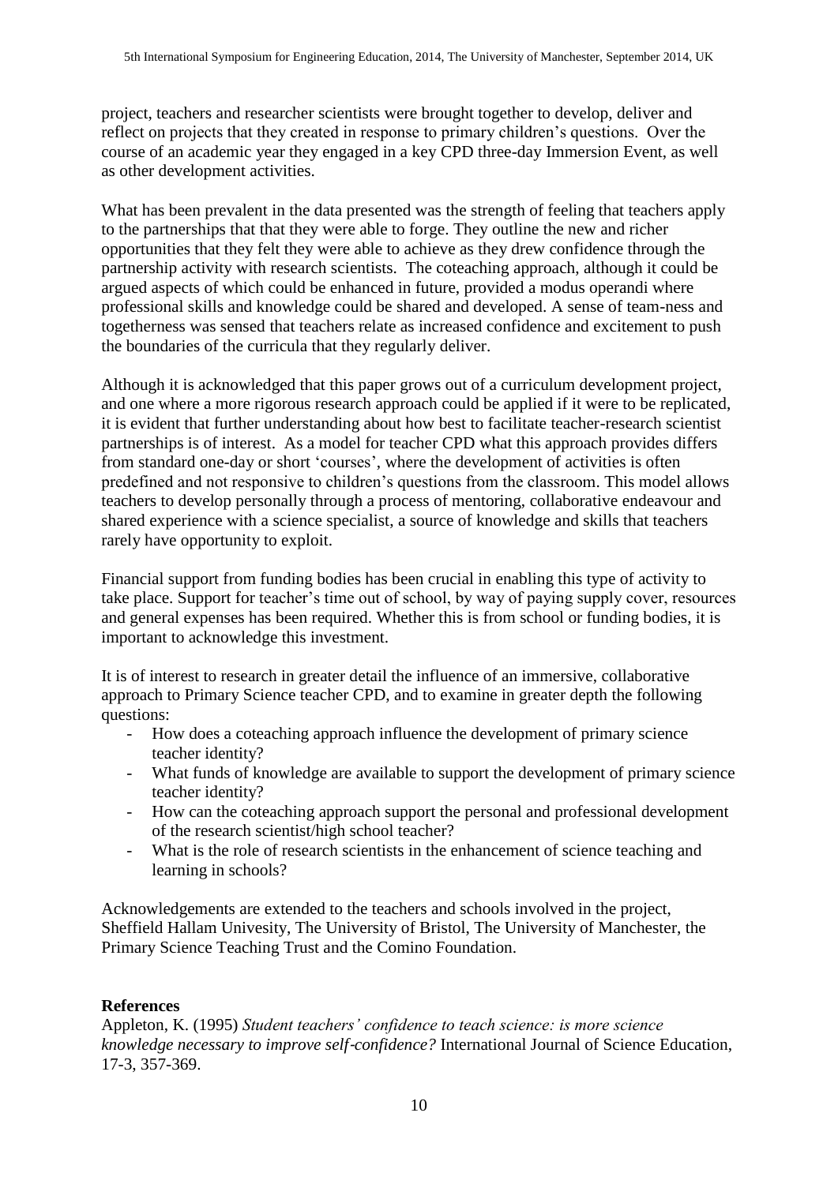project, teachers and researcher scientists were brought together to develop, deliver and reflect on projects that they created in response to primary children's questions. Over the course of an academic year they engaged in a key CPD three-day Immersion Event, as well as other development activities.

What has been prevalent in the data presented was the strength of feeling that teachers apply to the partnerships that that they were able to forge. They outline the new and richer opportunities that they felt they were able to achieve as they drew confidence through the partnership activity with research scientists. The coteaching approach, although it could be argued aspects of which could be enhanced in future, provided a modus operandi where professional skills and knowledge could be shared and developed. A sense of team-ness and togetherness was sensed that teachers relate as increased confidence and excitement to push the boundaries of the curricula that they regularly deliver.

Although it is acknowledged that this paper grows out of a curriculum development project, and one where a more rigorous research approach could be applied if it were to be replicated, it is evident that further understanding about how best to facilitate teacher-research scientist partnerships is of interest. As a model for teacher CPD what this approach provides differs from standard one-day or short 'courses', where the development of activities is often predefined and not responsive to children's questions from the classroom. This model allows teachers to develop personally through a process of mentoring, collaborative endeavour and shared experience with a science specialist, a source of knowledge and skills that teachers rarely have opportunity to exploit.

Financial support from funding bodies has been crucial in enabling this type of activity to take place. Support for teacher's time out of school, by way of paying supply cover, resources and general expenses has been required. Whether this is from school or funding bodies, it is important to acknowledge this investment.

It is of interest to research in greater detail the influence of an immersive, collaborative approach to Primary Science teacher CPD, and to examine in greater depth the following questions:

- How does a coteaching approach influence the development of primary science teacher identity?
- What funds of knowledge are available to support the development of primary science teacher identity?
- How can the coteaching approach support the personal and professional development of the research scientist/high school teacher?
- What is the role of research scientists in the enhancement of science teaching and learning in schools?

Acknowledgements are extended to the teachers and schools involved in the project, Sheffield Hallam Univesity, The University of Bristol, The University of Manchester, the Primary Science Teaching Trust and the Comino Foundation.

**References**

Appleton, K. (1995) *Student teachers' confidence to teach science: is more science knowledge necessary to improve self-confidence?* International Journal of Science Education, 17-3, 357-369.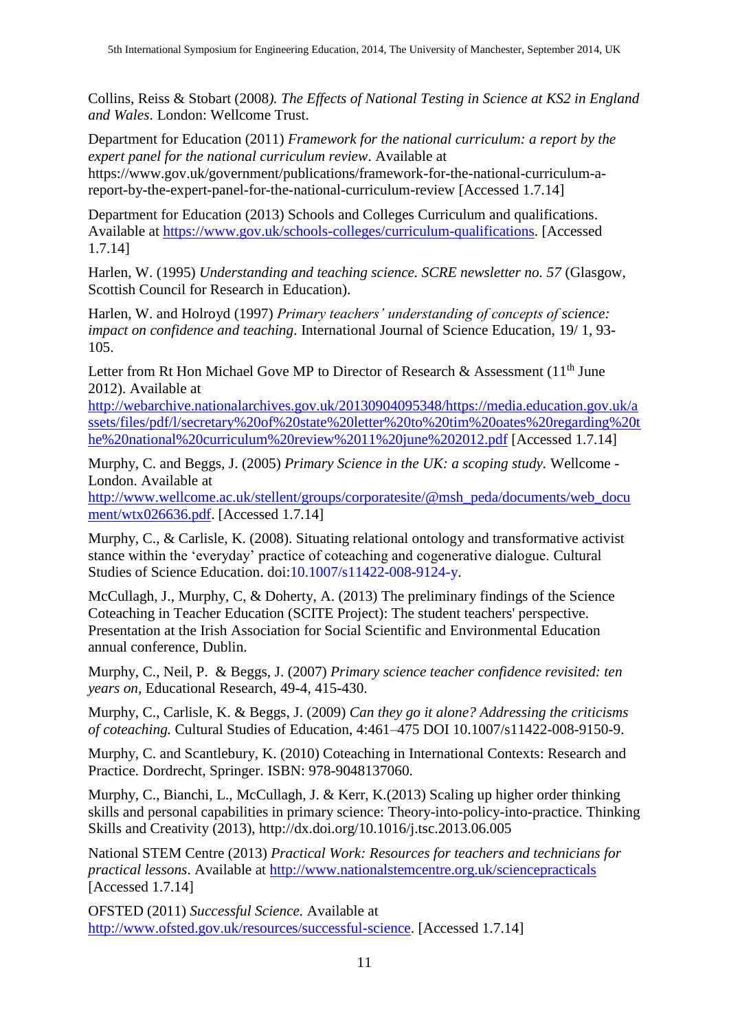Collins, Reiss & Stobart (2008*). The Effects of National Testing in Science at KS2 in England and Wales*. London: Wellcome Trust.

Department for Education (2011) *Framework for the national curriculum: a report by the expert panel for the national curriculum review*. Available at https://www.gov.uk/government/publications/framework-for-the-national-curriculum-a-report-by-the-expert-panel-for-the-national-curriculum-review [Accessed 1.7.14]

Department for Education (2013) Schools and Colleges Curriculum and qualifications. Available at https://www.gov.uk/schools-colleges/curriculum-qualifications. [Accessed 1.7.14]

Harlen, W. (1995) *Understanding and teaching science. SCRE newsletter no. 57* (Glasgow, Scottish Council for Research in Education).

Harlen, W. and Holroyd (1997) *Primary teachers' understanding of concepts of science: impact on confidence and teaching*. International Journal of Science Education, 19/ 1, 93-105.

Letter from Rt Hon Michael Gove MP to Director of Research & Assessment (11th June 2012). Available at http://webarchive.nationalarchives.gov.uk/20130904095348/https://media.education.gov.uk/assets/files/pdf/l/secretary%20of%20state%20letter%20to%20tim%20oates%20regarding%20the%20national%20curriculum%20review%2011%20june%202012.pdf [Accessed 1.7.14]

Murphy, C. and Beggs, J. (2005) *Primary Science in the UK: a scoping study.* Wellcome - London. Available at http://www.wellcome.ac.uk/stellent/groups/corporatesite/@msh_peda/documents/web_document/wtx026636.pdf. [Accessed 1.7.14]

Murphy, C., & Carlisle, K. (2008). Situating relational ontology and transformative activist stance within the 'everyday' practice of coteaching and cogenerative dialogue. Cultural Studies of Science Education. doi:10.1007/s11422-008-9124-y.

McCullagh, J., Murphy, C, & Doherty, A. (2013) The preliminary findings of the Science Coteaching in Teacher Education (SCITE Project): The student teachers' perspective. Presentation at the Irish Association for Social Scientific and Environmental Education annual conference, Dublin.

Murphy, C., Neil, P. & Beggs, J. (2007) *Primary science teacher confidence revisited: ten years on*, Educational Research, 49-4, 415-430.

Murphy, C., Carlisle, K. & Beggs, J. (2009) *Can they go it alone? Addressing the criticisms of coteaching.* Cultural Studies of Education, 4:461–475 DOI 10.1007/s11422-008-9150-9.

Murphy, C. and Scantlebury, K. (2010) Coteaching in International Contexts: Research and Practice. Dordrecht, Springer. ISBN: 978-9048137060.

Murphy, C., Bianchi, L., McCullagh, J. & Kerr, K.(2013) Scaling up higher order thinking skills and personal capabilities in primary science: Theory-into-policy-into-practice. Thinking Skills and Creativity (2013), http://dx.doi.org/10.1016/j.tsc.2013.06.005

National STEM Centre (2013) *Practical Work: Resources for teachers and technicians for practical lessons*. Available at http://www.nationalstemcentre.org.uk/sciencepracticals [Accessed 1.7.14]

OFSTED (2011) *Successful Science.* Available at http://www.ofsted.gov.uk/resources/successful-science. [Accessed 1.7.14]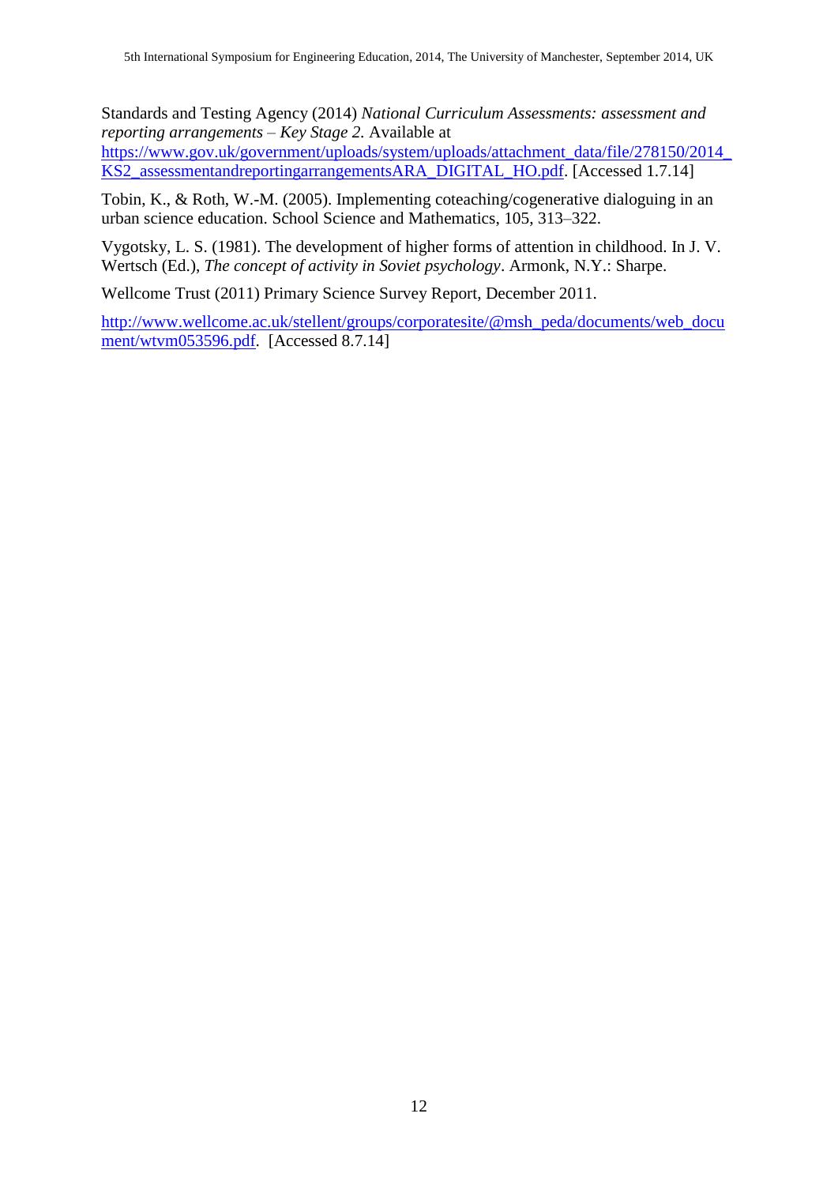Standards and Testing Agency (2014) *National Curriculum Assessments: assessment and reporting arrangements – Key Stage 2.* Available at https://www.gov.uk/government/uploads/system/uploads/attachment_data/file/278150/2014_KS2_assessmentandreportingarrangementsARA_DIGITAL_HO.pdf. [Accessed 1.7.14]

Tobin, K., & Roth, W.-M. (2005). Implementing coteaching/cogenerative dialoguing in an urban science education. School Science and Mathematics, 105, 313–322.

Vygotsky, L. S. (1981). The development of higher forms of attention in childhood. In J. V. Wertsch (Ed.), *The concept of activity in Soviet psychology*. Armonk, N.Y.: Sharpe.

Wellcome Trust (2011) Primary Science Survey Report, December 2011.

http://www.wellcome.ac.uk/stellent/groups/corporatesite/@msh_peda/documents/web_document/wtvm053596.pdf. [Accessed 8.7.14]